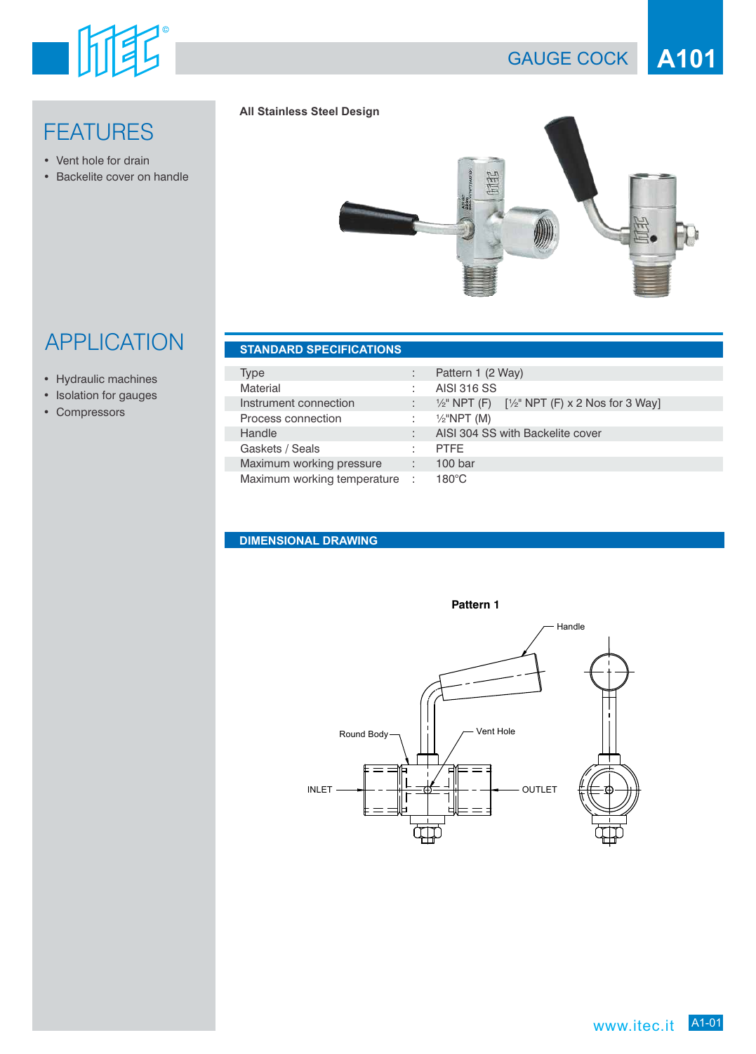# GAUGE COCK A101

## FEATURES

- Vent hole for drain
- Backelite cover on handle

**All Stainless Steel Design**

## APPLICATION

- Hydraulic machines
- Isolation for gauges
- Compressors

## STANDARD SPECIFICATIONS

| | | |
|---|---|---|
| Type | : | Pattern 1 (2 Way) |
| Material | : | AISI 316 SS |
| Instrument connection | : | ½" NPT (F) [½" NPT (F) x 2 Nos for 3 Way] |
| Process connection | : | ½"NPT (M) |
| Handle | : | AISI 304 SS with Backelite cover |
| Gaskets / Seals | : | PTFE |
| Maximum working pressure | : | 100 bar |
| Maximum working temperature | : | 180°C |

## DIMENSIONAL DRAWING

**Pattern 1**

Handle

Round Body

Vent Hole

INLET

OUTLET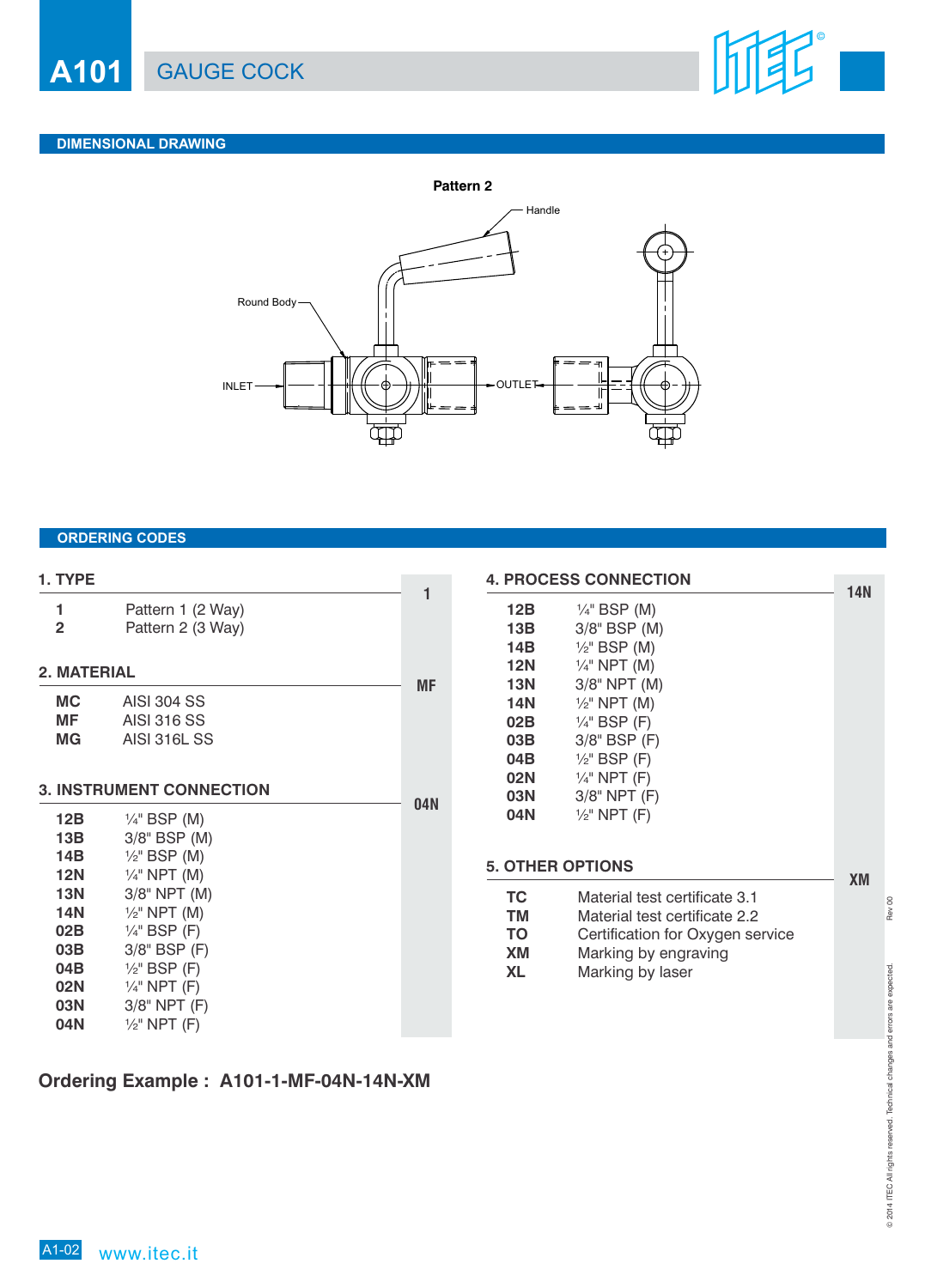# A101 GAUGE COCK

## DIMENSIONAL DRAWING

Pattern 2

Handle

Round Body

INLET

OUTLET

## ORDERING CODES

### 1. TYPE

| | | |
|---|---|---|
| **1** | Pattern 1 (2 Way) | **1** |
| **2** | Pattern 2 (3 Way) | |

### 2. MATERIAL

| | | |
|---|---|---|
| **MC** | AISI 304 SS | **MF** |
| **MF** | AISI 316 SS | |
| **MG** | AISI 316L SS | |

### 3. INSTRUMENT CONNECTION

| | | |
|---|---|---|
| **12B** | ¼" BSP (M) | **04N** |
| **13B** | 3/8" BSP (M) | |
| **14B** | ½" BSP (M) | |
| **12N** | ¼" NPT (M) | |
| **13N** | 3/8" NPT (M) | |
| **14N** | ½" NPT (M) | |
| **02B** | ¼" BSP (F) | |
| **03B** | 3/8" BSP (F) | |
| **04B** | ½" BSP (F) | |
| **02N** | ¼" NPT (F) | |
| **03N** | 3/8" NPT (F) | |
| **04N** | ½" NPT (F) | |

### 4. PROCESS CONNECTION

| | | |
|---|---|---|
| **12B** | ¼" BSP (M) | **14N** |
| **13B** | 3/8" BSP (M) | |
| **14B** | ½" BSP (M) | |
| **12N** | ¼" NPT (M) | |
| **13N** | 3/8" NPT (M) | |
| **14N** | ½" NPT (M) | |
| **02B** | ¼" BSP (F) | |
| **03B** | 3/8" BSP (F) | |
| **04B** | ½" BSP (F) | |
| **02N** | ¼" NPT (F) | |
| **03N** | 3/8" NPT (F) | |
| **04N** | ½" NPT (F) | |

### 5. OTHER OPTIONS

| | | |
|---|---|---|
| **TC** | Material test certificate 3.1 | **XM** |
| **TM** | Material test certificate 2.2 | |
| **TO** | Certification for Oxygen service | |
| **XM** | Marking by engraving | |
| **XL** | Marking by laser | |

**Ordering Example : A101-1-MF-04N-14N-XM**

© 2014 ITEC All rights reserved. Technical changes and errors are expected. Rev 00

www.itec.it